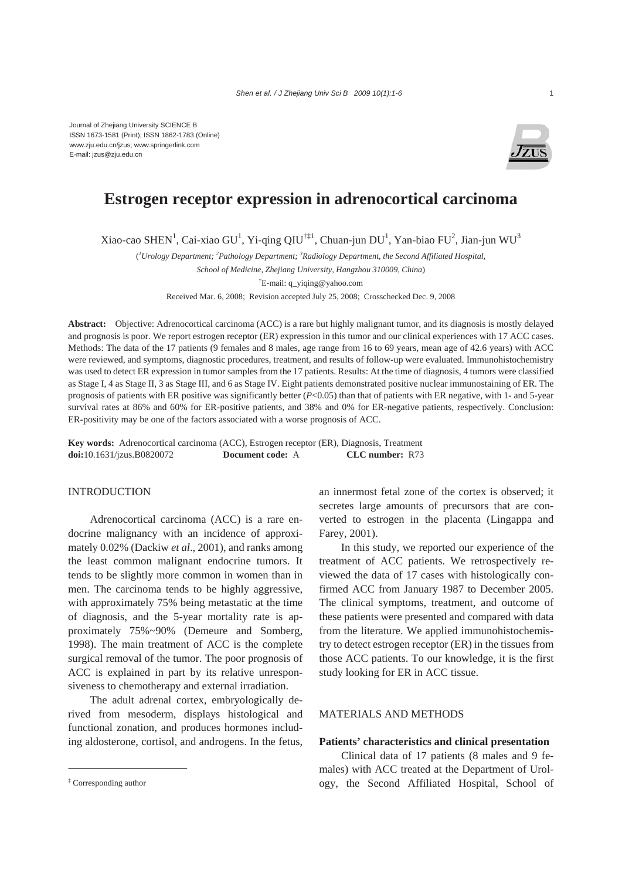Journal of Zhejiang University SCIENCE B
ISSN 1673-1581 (Print); ISSN 1862-1783 (Online)
www.zju.edu.cn/jzus; www.springerlink.com
E-mail: jzus@zju.edu.cn

# Estrogen receptor expression in adrenocortical carcinoma

Xiao-cao SHEN[1], Cai-xiao GU[1], Yi-qing QIU[†‡1], Chuan-jun DU[1], Yan-biao FU[2], Jian-jun WU[3]

([1]*Urology Department;* [2]*Pathology Department;* [3]*Radiology Department, the Second Affiliated Hospital, School of Medicine, Zhejiang University, Hangzhou 310009, China*)

[†]E-mail: q_yiqing@yahoo.com

Received Mar. 6, 2008; Revision accepted July 25, 2008; Crosschecked Dec. 9, 2008

**Abstract:** Objective: Adrenocortical carcinoma (ACC) is a rare but highly malignant tumor, and its diagnosis is mostly delayed and prognosis is poor. We report estrogen receptor (ER) expression in this tumor and our clinical experiences with 17 ACC cases. Methods: The data of the 17 patients (9 females and 8 males, age range from 16 to 69 years, mean age of 42.6 years) with ACC were reviewed, and symptoms, diagnostic procedures, treatment, and results of follow-up were evaluated. Immunohistochemistry was used to detect ER expression in tumor samples from the 17 patients. Results: At the time of diagnosis, 4 tumors were classified as Stage I, 4 as Stage II, 3 as Stage III, and 6 as Stage IV. Eight patients demonstrated positive nuclear immunostaining of ER. The prognosis of patients with ER positive was significantly better ($P<0.05$) than that of patients with ER negative, with 1- and 5-year survival rates at 86% and 60% for ER-positive patients, and 38% and 0% for ER-negative patients, respectively. Conclusion: ER-positivity may be one of the factors associated with a worse prognosis of ACC.

**Key words:** Adrenocortical carcinoma (ACC), Estrogen receptor (ER), Diagnosis, Treatment
**doi:**10.1631/jzus.B0820072 **Document code:** A **CLC number:** R73

## INTRODUCTION

Adrenocortical carcinoma (ACC) is a rare endocrine malignancy with an incidence of approximately 0.02% (Dackiw *et al*., 2001), and ranks among the least common malignant endocrine tumors. It tends to be slightly more common in women than in men. The carcinoma tends to be highly aggressive, with approximately 75% being metastatic at the time of diagnosis, and the 5-year mortality rate is approximately 75%~90% (Demeure and Somberg, 1998). The main treatment of ACC is the complete surgical removal of the tumor. The poor prognosis of ACC is explained in part by its relative unresponsiveness to chemotherapy and external irradiation.

The adult adrenal cortex, embryologically derived from mesoderm, displays histological and functional zonation, and produces hormones including aldosterone, cortisol, and androgens. In the fetus, an innermost fetal zone of the cortex is observed; it secretes large amounts of precursors that are converted to estrogen in the placenta (Lingappa and Farey, 2001).

In this study, we reported our experience of the treatment of ACC patients. We retrospectively reviewed the data of 17 cases with histologically confirmed ACC from January 1987 to December 2005. The clinical symptoms, treatment, and outcome of these patients were presented and compared with data from the literature. We applied immunohistochemistry to detect estrogen receptor (ER) in the tissues from those ACC patients. To our knowledge, it is the first study looking for ER in ACC tissue.

## MATERIALS AND METHODS

### Patients' characteristics and clinical presentation

Clinical data of 17 patients (8 males and 9 females) with ACC treated at the Department of Urology, the Second Affiliated Hospital, School of

[‡] Corresponding author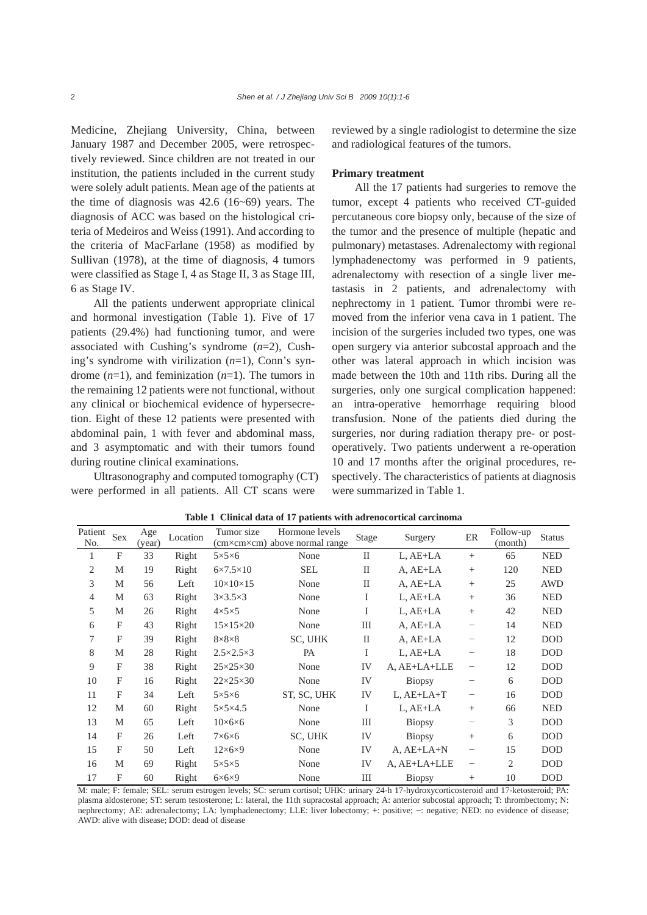Medicine, Zhejiang University, China, between January 1987 and December 2005, were retrospectively reviewed. Since children are not treated in our institution, the patients included in the current study were solely adult patients. Mean age of the patients at the time of diagnosis was 42.6 (16~69) years. The diagnosis of ACC was based on the histological criteria of Medeiros and Weiss (1991). And according to the criteria of MacFarlane (1958) as modified by Sullivan (1978), at the time of diagnosis, 4 tumors were classified as Stage I, 4 as Stage II, 3 as Stage III, 6 as Stage IV.

All the patients underwent appropriate clinical and hormonal investigation (Table 1). Five of 17 patients (29.4%) had functioning tumor, and were associated with Cushing's syndrome ($n$=2), Cushing's syndrome with virilization ($n$=1), Conn's syndrome ($n$=1), and feminization ($n$=1). The tumors in the remaining 12 patients were not functional, without any clinical or biochemical evidence of hypersecretion. Eight of these 12 patients were presented with abdominal pain, 1 with fever and abdominal mass, and 3 asymptomatic and with their tumors found during routine clinical examinations.

Ultrasonography and computed tomography (CT) were performed in all patients. All CT scans were reviewed by a single radiologist to determine the size and radiological features of the tumors.

### Primary treatment

All the 17 patients had surgeries to remove the tumor, except 4 patients who received CT-guided percutaneous core biopsy only, because of the size of the tumor and the presence of multiple (hepatic and pulmonary) metastases. Adrenalectomy with regional lymphadenectomy was performed in 9 patients, adrenalectomy with resection of a single liver metastasis in 2 patients, and adrenalectomy with nephrectomy in 1 patient. Tumor thrombi were removed from the inferior vena cava in 1 patient. The incision of the surgeries included two types, one was open surgery via anterior subcostal approach and the other was lateral approach in which incision was made between the 10th and 11th ribs. During all the surgeries, only one surgical complication happened: an intra-operative hemorrhage requiring blood transfusion. None of the patients died during the surgeries, nor during radiation therapy pre- or post-operatively. Two patients underwent a re-operation 10 and 17 months after the original procedures, respectively. The characteristics of patients at diagnosis were summarized in Table 1.

**Table 1 Clinical data of 17 patients with adrenocortical carcinoma**

| Patient No. | Sex | Age (year) | Location | Tumor size (cm×cm×cm) | Hormone levels above normal range | Stage | Surgery | ER | Follow-up (month) | Status |
|---|---|---|---|---|---|---|---|---|---|---|
| 1 | F | 33 | Right | 5×5×6 | None | II | L, AE+LA | + | 65 | NED |
| 2 | M | 19 | Right | 6×7.5×10 | SEL | II | A, AE+LA | + | 120 | NED |
| 3 | M | 56 | Left | 10×10×15 | None | II | A, AE+LA | + | 25 | AWD |
| 4 | M | 63 | Right | 3×3.5×3 | None | I | L, AE+LA | + | 36 | NED |
| 5 | M | 26 | Right | 4×5×5 | None | I | L, AE+LA | + | 42 | NED |
| 6 | F | 43 | Right | 15×15×20 | None | III | A, AE+LA | − | 14 | NED |
| 7 | F | 39 | Right | 8×8×8 | SC, UHK | II | A, AE+LA | − | 12 | DOD |
| 8 | M | 28 | Right | 2.5×2.5×3 | PA | I | L, AE+LA | − | 18 | DOD |
| 9 | F | 38 | Right | 25×25×30 | None | IV | A, AE+LA+LLE | − | 12 | DOD |
| 10 | F | 16 | Right | 22×25×30 | None | IV | Biopsy | − | 6 | DOD |
| 11 | F | 34 | Left | 5×5×6 | ST, SC, UHK | IV | L, AE+LA+T | − | 16 | DOD |
| 12 | M | 60 | Right | 5×5×4.5 | None | I | L, AE+LA | + | 66 | NED |
| 13 | M | 65 | Left | 10×6×6 | None | III | Biopsy | − | 3 | DOD |
| 14 | F | 26 | Left | 7×6×6 | SC, UHK | IV | Biopsy | + | 6 | DOD |
| 15 | F | 50 | Left | 12×6×9 | None | IV | A, AE+LA+N | − | 15 | DOD |
| 16 | M | 69 | Right | 5×5×5 | None | IV | A, AE+LA+LLE | − | 2 | DOD |
| 17 | F | 60 | Right | 6×6×9 | None | III | Biopsy | + | 10 | DOD |

M: male; F: female; SEL: serum estrogen levels; SC: serum cortisol; UHK: urinary 24-h 17-hydroxycorticosteroid and 17-ketosteroid; PA: plasma aldosterone; ST: serum testosterone; L: lateral, the 11th supracostal approach; A: anterior subcostal approach; T: thrombectomy; N: nephrectomy; AE: adrenalectomy; LA: lymphadenectomy; LLE: liver lobectomy; +: positive; −: negative; NED: no evidence of disease; AWD: alive with disease; DOD: dead of disease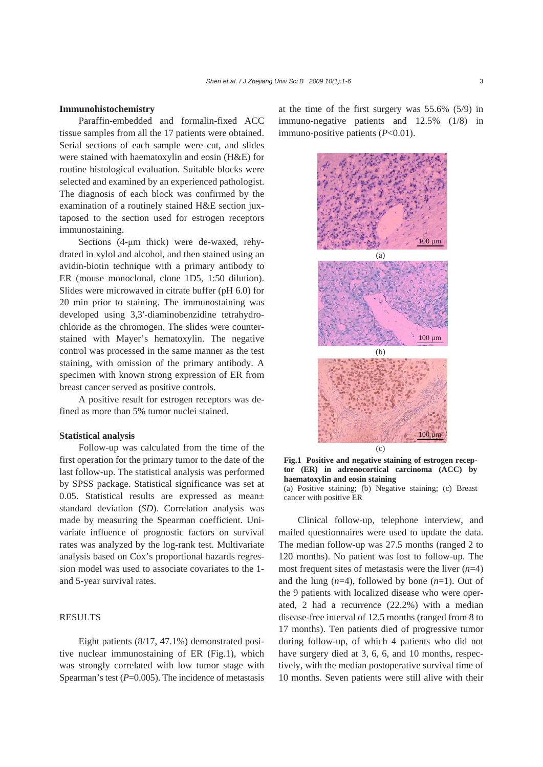### Immunohistochemistry

Paraffin-embedded and formalin-fixed ACC tissue samples from all the 17 patients were obtained. Serial sections of each sample were cut, and slides were stained with haematoxylin and eosin (H&E) for routine histological evaluation. Suitable blocks were selected and examined by an experienced pathologist. The diagnosis of each block was confirmed by the examination of a routinely stained H&E section juxtaposed to the section used for estrogen receptors immunostaining.

Sections (4-μm thick) were de-waxed, rehydrated in xylol and alcohol, and then stained using an avidin-biotin technique with a primary antibody to ER (mouse monoclonal, clone 1D5, 1:50 dilution). Slides were microwaved in citrate buffer (pH 6.0) for 20 min prior to staining. The immunostaining was developed using 3,3′-diaminobenzidine tetrahydrochloride as the chromogen. The slides were counterstained with Mayer's hematoxylin. The negative control was processed in the same manner as the test staining, with omission of the primary antibody. A specimen with known strong expression of ER from breast cancer served as positive controls.

A positive result for estrogen receptors was defined as more than 5% tumor nuclei stained.

### Statistical analysis

Follow-up was calculated from the time of the first operation for the primary tumor to the date of the last follow-up. The statistical analysis was performed by SPSS package. Statistical significance was set at 0.05. Statistical results are expressed as mean± standard deviation (*SD*). Correlation analysis was made by measuring the Spearman coefficient. Univariate influence of prognostic factors on survival rates was analyzed by the log-rank test. Multivariate analysis based on Cox's proportional hazards regression model was used to associate covariates to the 1- and 5-year survival rates.

## RESULTS

Eight patients (8/17, 47.1%) demonstrated positive nuclear immunostaining of ER (Fig.1), which was strongly correlated with low tumor stage with Spearman's test ($P$=0.005). The incidence of metastasis at the time of the first surgery was 55.6% (5/9) in immuno-negative patients and 12.5% (1/8) in immuno-positive patients ($P$<0.01).

**Fig.1 Positive and negative staining of estrogen receptor (ER) in adrenocortical carcinoma (ACC) by haematoxylin and eosin staining**
(a) Positive staining; (b) Negative staining; (c) Breast cancer with positive ER

Clinical follow-up, telephone interview, and mailed questionnaires were used to update the data. The median follow-up was 27.5 months (ranged 2 to 120 months). No patient was lost to follow-up. The most frequent sites of metastasis were the liver ($n$=4) and the lung ($n$=4), followed by bone ($n$=1). Out of the 9 patients with localized disease who were operated, 2 had a recurrence (22.2%) with a median disease-free interval of 12.5 months (ranged from 8 to 17 months). Ten patients died of progressive tumor during follow-up, of which 4 patients who did not have surgery died at 3, 6, 6, and 10 months, respectively, with the median postoperative survival time of 10 months. Seven patients were still alive with their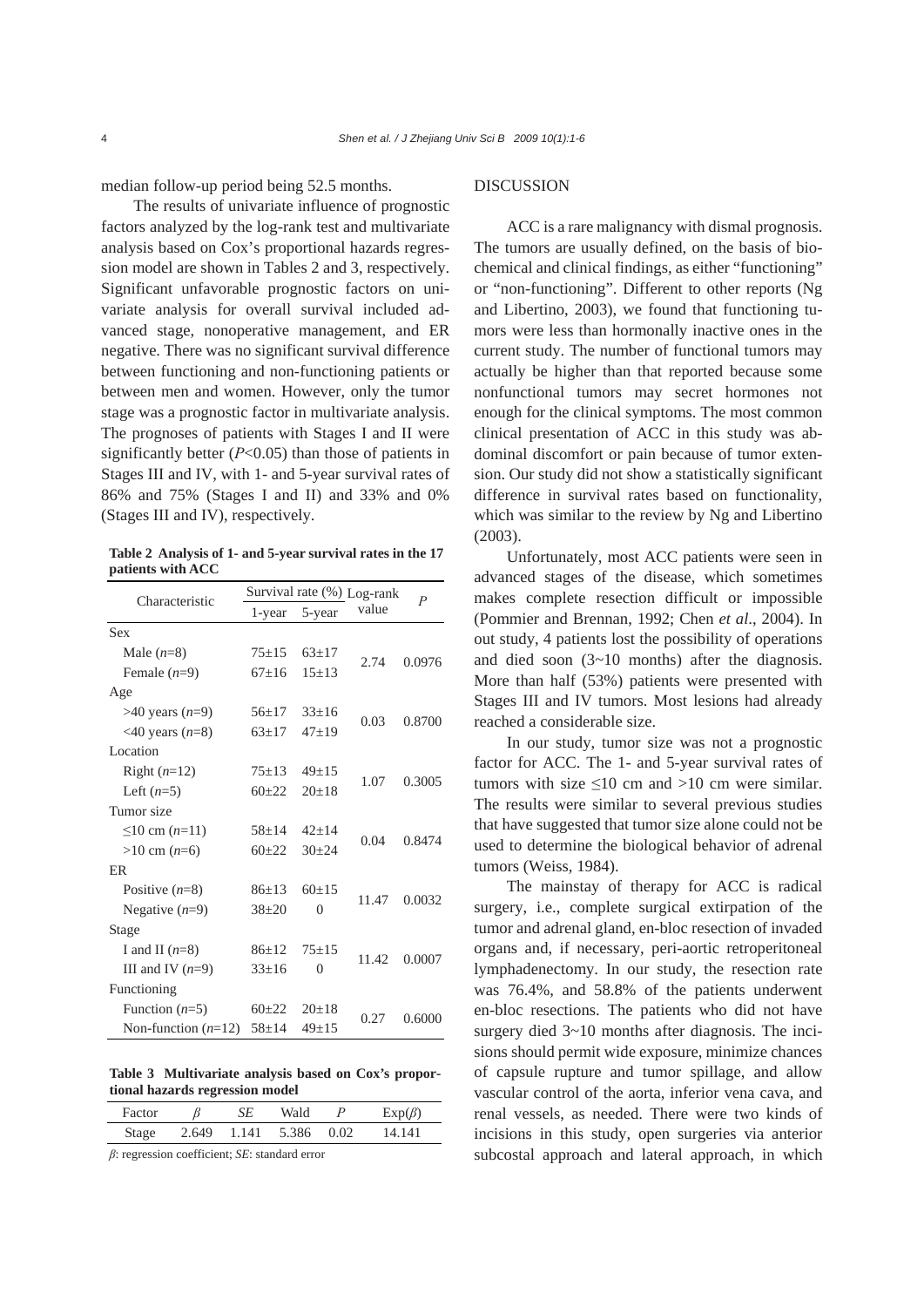median follow-up period being 52.5 months.

The results of univariate influence of prognostic factors analyzed by the log-rank test and multivariate analysis based on Cox's proportional hazards regression model are shown in Tables 2 and 3, respectively. Significant unfavorable prognostic factors on univariate analysis for overall survival included advanced stage, nonoperative management, and ER negative. There was no significant survival difference between functioning and non-functioning patients or between men and women. However, only the tumor stage was a prognostic factor in multivariate analysis. The prognoses of patients with Stages I and II were significantly better ($P<0.05$) than those of patients in Stages III and IV, with 1- and 5-year survival rates of 86% and 75% (Stages I and II) and 33% and 0% (Stages III and IV), respectively.

**Table 2 Analysis of 1- and 5-year survival rates in the 17 patients with ACC**

| Characteristic | Survival rate (%) | | Log-rank value | *P* |
|---|---|---|---|---|
| | 1-year | 5-year | | |
| Sex | | | | |
| Male ($n$=8) | 75±15 | 63±17 | 2.74 | 0.0976 |
| Female ($n$=9) | 67±16 | 15±13 | | |
| Age | | | | |
| >40 years ($n$=9) | 56±17 | 33±16 | 0.03 | 0.8700 |
| <40 years ($n$=8) | 63±17 | 47±19 | | |
| Location | | | | |
| Right ($n$=12) | 75±13 | 49±15 | 1.07 | 0.3005 |
| Left ($n$=5) | 60±22 | 20±18 | | |
| Tumor size | | | | |
| ≤10 cm ($n$=11) | 58±14 | 42±14 | 0.04 | 0.8474 |
| >10 cm ($n$=6) | 60±22 | 30±24 | | |
| ER | | | | |
| Positive ($n$=8) | 86±13 | 60±15 | 11.47 | 0.0032 |
| Negative ($n$=9) | 38±20 | 0 | | |
| Stage | | | | |
| I and II ($n$=8) | 86±12 | 75±15 | 11.42 | 0.0007 |
| III and IV ($n$=9) | 33±16 | 0 | | |
| Functioning | | | | |
| Function ($n$=5) | 60±22 | 20±18 | 0.27 | 0.6000 |
| Non-function ($n$=12) | 58±14 | 49±15 | | |

**Table 3 Multivariate analysis based on Cox's proportional hazards regression model**

| Factor | $\beta$ | *SE* | Wald | *P* | Exp($\beta$) |
|---|---|---|---|---|---|
| Stage | 2.649 | 1.141 | 5.386 | 0.02 | 14.141 |

$\beta$: regression coefficient; *SE*: standard error

## DISCUSSION

ACC is a rare malignancy with dismal prognosis. The tumors are usually defined, on the basis of biochemical and clinical findings, as either "functioning" or "non-functioning". Different to other reports (Ng and Libertino, 2003), we found that functioning tumors were less than hormonally inactive ones in the current study. The number of functional tumors may actually be higher than that reported because some nonfunctional tumors may secret hormones not enough for the clinical symptoms. The most common clinical presentation of ACC in this study was abdominal discomfort or pain because of tumor extension. Our study did not show a statistically significant difference in survival rates based on functionality, which was similar to the review by Ng and Libertino (2003).

Unfortunately, most ACC patients were seen in advanced stages of the disease, which sometimes makes complete resection difficult or impossible (Pommier and Brennan, 1992; Chen *et al*., 2004). In out study, 4 patients lost the possibility of operations and died soon (3~10 months) after the diagnosis. More than half (53%) patients were presented with Stages III and IV tumors. Most lesions had already reached a considerable size.

In our study, tumor size was not a prognostic factor for ACC. The 1- and 5-year survival rates of tumors with size ≤10 cm and >10 cm were similar. The results were similar to several previous studies that have suggested that tumor size alone could not be used to determine the biological behavior of adrenal tumors (Weiss, 1984).

The mainstay of therapy for ACC is radical surgery, i.e., complete surgical extirpation of the tumor and adrenal gland, en-bloc resection of invaded organs and, if necessary, peri-aortic retroperitoneal lymphadenectomy. In our study, the resection rate was 76.4%, and 58.8% of the patients underwent en-bloc resections. The patients who did not have surgery died 3~10 months after diagnosis. The incisions should permit wide exposure, minimize chances of capsule rupture and tumor spillage, and allow vascular control of the aorta, inferior vena cava, and renal vessels, as needed. There were two kinds of incisions in this study, open surgeries via anterior subcostal approach and lateral approach, in which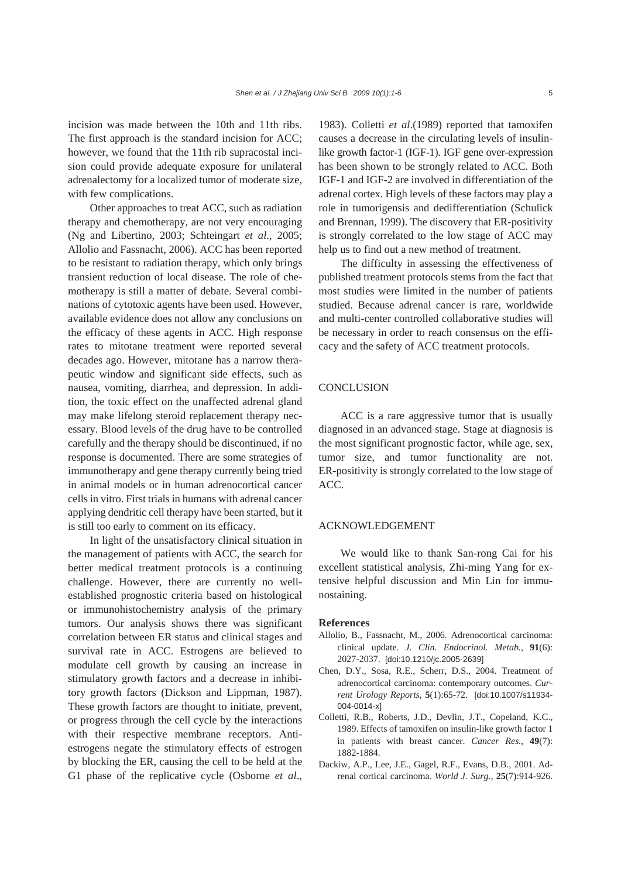incision was made between the 10th and 11th ribs. The first approach is the standard incision for ACC; however, we found that the 11th rib supracostal incision could provide adequate exposure for unilateral adrenalectomy for a localized tumor of moderate size, with few complications.

Other approaches to treat ACC, such as radiation therapy and chemotherapy, are not very encouraging (Ng and Libertino, 2003; Schteingart *et al.*, 2005; Allolio and Fassnacht, 2006). ACC has been reported to be resistant to radiation therapy, which only brings transient reduction of local disease. The role of chemotherapy is still a matter of debate. Several combinations of cytotoxic agents have been used. However, available evidence does not allow any conclusions on the efficacy of these agents in ACC. High response rates to mitotane treatment were reported several decades ago. However, mitotane has a narrow therapeutic window and significant side effects, such as nausea, vomiting, diarrhea, and depression. In addition, the toxic effect on the unaffected adrenal gland may make lifelong steroid replacement therapy necessary. Blood levels of the drug have to be controlled carefully and the therapy should be discontinued, if no response is documented. There are some strategies of immunotherapy and gene therapy currently being tried in animal models or in human adrenocortical cancer cells in vitro. First trials in humans with adrenal cancer applying dendritic cell therapy have been started, but it is still too early to comment on its efficacy.

In light of the unsatisfactory clinical situation in the management of patients with ACC, the search for better medical treatment protocols is a continuing challenge. However, there are currently no well-established prognostic criteria based on histological or immunohistochemistry analysis of the primary tumors. Our analysis shows there was significant correlation between ER status and clinical stages and survival rate in ACC. Estrogens are believed to modulate cell growth by causing an increase in stimulatory growth factors and a decrease in inhibitory growth factors (Dickson and Lippman, 1987). These growth factors are thought to initiate, prevent, or progress through the cell cycle by the interactions with their respective membrane receptors. Antiestrogens negate the stimulatory effects of estrogen by blocking the ER, causing the cell to be held at the G1 phase of the replicative cycle (Osborne *et al*., 1983). Colletti *et al*.(1989) reported that tamoxifen causes a decrease in the circulating levels of insulin-like growth factor-1 (IGF-1). IGF gene over-expression has been shown to be strongly related to ACC. Both IGF-1 and IGF-2 are involved in differentiation of the adrenal cortex. High levels of these factors may play a role in tumorigensis and dedifferentiation (Schulick and Brennan, 1999). The discovery that ER-positivity is strongly correlated to the low stage of ACC may help us to find out a new method of treatment.

The difficulty in assessing the effectiveness of published treatment protocols stems from the fact that most studies were limited in the number of patients studied. Because adrenal cancer is rare, worldwide and multi-center controlled collaborative studies will be necessary in order to reach consensus on the efficacy and the safety of ACC treatment protocols.

## CONCLUSION

ACC is a rare aggressive tumor that is usually diagnosed in an advanced stage. Stage at diagnosis is the most significant prognostic factor, while age, sex, tumor size, and tumor functionality are not. ER-positivity is strongly correlated to the low stage of ACC.

## ACKNOWLEDGEMENT

We would like to thank San-rong Cai for his excellent statistical analysis, Zhi-ming Yang for extensive helpful discussion and Min Lin for immunostaining.

### References

Allolio, B., Fassnacht, M., 2006. Adrenocortical carcinoma: clinical update. *J. Clin. Endocrinol. Metab.*, **91**(6): 2027-2037. [doi:10.1210/jc.2005-2639]

Chen, D.Y., Sosa, R.E., Scherr, D.S., 2004. Treatment of adrenocortical carcinoma: contemporary outcomes. *Current Urology Reports*, **5**(1):65-72. [doi:10.1007/s11934-004-0014-x]

Colletti, R.B., Roberts, J.D., Devlin, J.T., Copeland, K.C., 1989. Effects of tamoxifen on insulin-like growth factor 1 in patients with breast cancer. *Cancer Res.*, **49**(7): 1882-1884.

Dackiw, A.P., Lee, J.E., Gagel, R.F., Evans, D.B., 2001. Adrenal cortical carcinoma. *World J. Surg.*, **25**(7):914-926.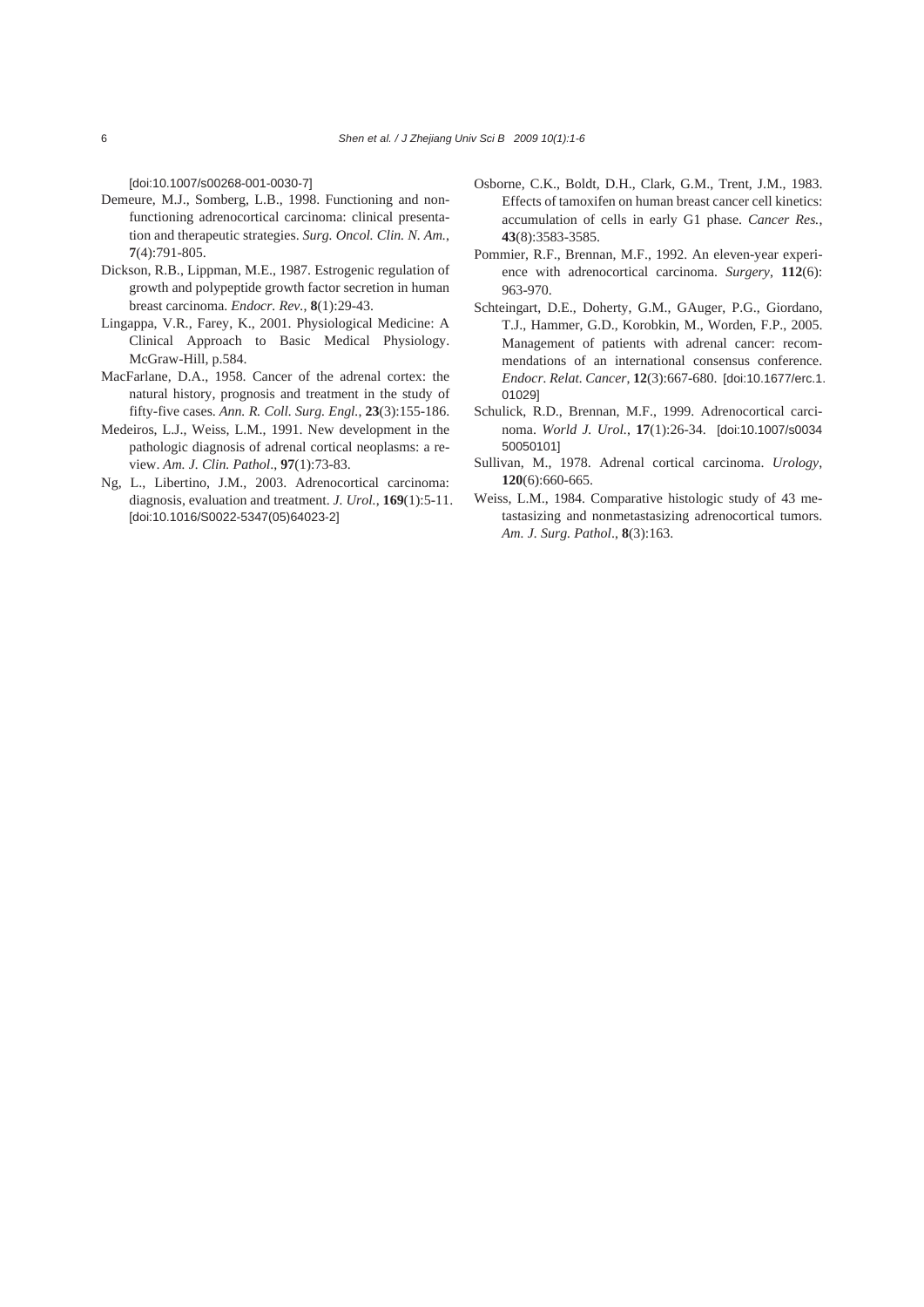[doi:10.1007/s00268-001-0030-7]

Demeure, M.J., Somberg, L.B., 1998. Functioning and nonfunctioning adrenocortical carcinoma: clinical presentation and therapeutic strategies. *Surg. Oncol. Clin. N. Am.*, **7**(4):791-805.

Dickson, R.B., Lippman, M.E., 1987. Estrogenic regulation of growth and polypeptide growth factor secretion in human breast carcinoma. *Endocr. Rev.*, **8**(1):29-43.

Lingappa, V.R., Farey, K., 2001. Physiological Medicine: A Clinical Approach to Basic Medical Physiology. McGraw-Hill, p.584.

MacFarlane, D.A., 1958. Cancer of the adrenal cortex: the natural history, prognosis and treatment in the study of fifty-five cases. *Ann. R. Coll. Surg. Engl.*, **23**(3):155-186.

Medeiros, L.J., Weiss, L.M., 1991. New development in the pathologic diagnosis of adrenal cortical neoplasms: a review. *Am. J. Clin. Pathol*., **97**(1):73-83.

Ng, L., Libertino, J.M., 2003. Adrenocortical carcinoma: diagnosis, evaluation and treatment. *J. Urol.*, **169**(1):5-11. [doi:10.1016/S0022-5347(05)64023-2]

Osborne, C.K., Boldt, D.H., Clark, G.M., Trent, J.M., 1983. Effects of tamoxifen on human breast cancer cell kinetics: accumulation of cells in early G1 phase. *Cancer Res.*, **43**(8):3583-3585.

Pommier, R.F., Brennan, M.F., 1992. An eleven-year experience with adrenocortical carcinoma. *Surgery*, **112**(6): 963-970.

Schteingart, D.E., Doherty, G.M., GAuger, P.G., Giordano, T.J., Hammer, G.D., Korobkin, M., Worden, F.P., 2005. Management of patients with adrenal cancer: recommendations of an international consensus conference. *Endocr. Relat. Cancer*, **12**(3):667-680. [doi:10.1677/erc.1.01029]

Schulick, R.D., Brennan, M.F., 1999. Adrenocortical carcinoma. *World J. Urol.*, **17**(1):26-34. [doi:10.1007/s003450050101]

Sullivan, M., 1978. Adrenal cortical carcinoma. *Urology*, **120**(6):660-665.

Weiss, L.M., 1984. Comparative histologic study of 43 metastasizing and nonmetastasizing adrenocortical tumors. *Am. J. Surg. Pathol*., **8**(3):163.